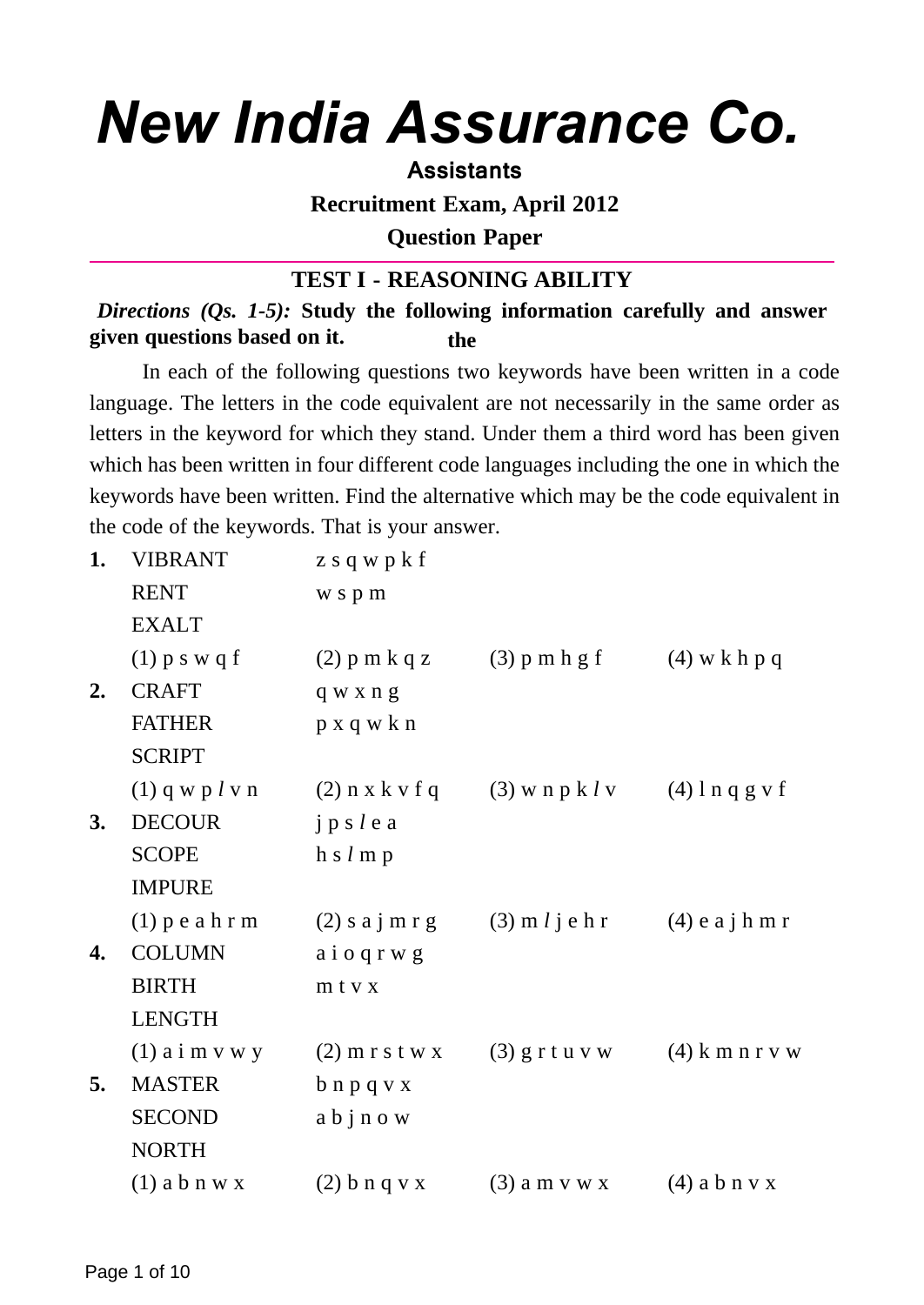# New India Assurance Co.

**Assistants**

**Recruitment Exam, April 2012**

**Question Paper**

---

## TEST I - REASONING ABILITY

***Directions (Qs. 1-5):*** **Study the following information carefully and answer the given questions based on it.**

In each of the following questions two keywords have been written in a code language. The letters in the code equivalent are not necessarily in the same order as letters in the keyword for which they stand. Under them a third word has been given which has been written in four different code languages including the one in which the keywords have been written. Find the alternative which may be the code equivalent in the code of the keywords. That is your answer.

**1.** VIBRANT — z s q w p k f
RENT — w s p m
EXALT
(1) p s w q f (2) p m k q z (3) p m h g f (4) w k h p q

**2.** CRAFT — q w x n g
FATHER — p x q w k n
SCRIPT
(1) q w p *l* v n (2) n x k v f q (3) w n p k *l* v (4) l n q g v f

**3.** DECOUR — j p s *l* e a
SCOPE — h s *l* m p
IMPURE
(1) p e a h r m (2) s a j m r g (3) m *l* j e h r (4) e a j h m r

**4.** COLUMN — a i o q r w g
BIRTH — m t v x
LENGTH
(1) a i m v w y (2) m r s t w x (3) g r t u v w (4) k m n r v w

**5.** MASTER — b n p q v x
SECOND — a b j n o w
NORTH
(1) a b n w x (2) b n q v x (3) a m v w x (4) a b n v x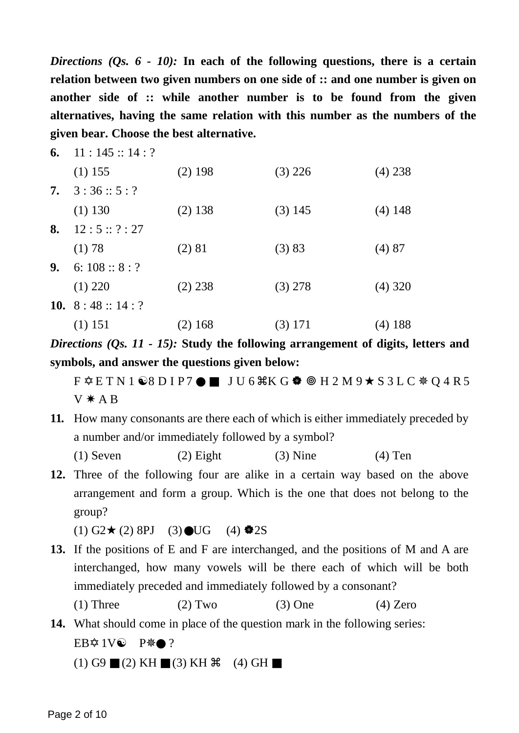***Directions (Qs. 6 - 10):*** **In each of the following questions, there is a certain relation between two given numbers on one side of :: and one number is given on another side of :: while another number is to be found from the given alternatives, having the same relation with this number as the numbers of the given bear. Choose the best alternative.**

**6.** 11 : 145 :: 14 : ?

(1) 155 (2) 198 (3) 226 (4) 238

**7.** 3 : 36 :: 5 : ?

(1) 130 (2) 138 (3) 145 (4) 148

**8.** 12 : 5 :: ? : 27

(1) 78 (2) 81 (3) 83 (4) 87

**9.** 6: 108 :: 8 : ?

(1) 220 (2) 238 (3) 278 (4) 320

**10.** 8 : 48 :: 14 : ?

(1) 151 (2) 168 (3) 171 (4) 188

***Directions (Qs. 11 - 15):*** **Study the following arrangement of digits, letters and symbols, and answer the questions given below:**

F ✡ E T N 1 ☯ 8 D I P 7 ● ■ J U 6 ⌘ K G ✿ ◎ H 2 M 9 ★ S 3 L C ✵ Q 4 R 5 V ✷ A B

**11.** How many consonants are there each of which is either immediately preceded by a number and/or immediately followed by a symbol?

(1) Seven (2) Eight (3) Nine (4) Ten

**12.** Three of the following four are alike in a certain way based on the above arrangement and form a group. Which is the one that does not belong to the group?

(1) G2★ (2) 8PJ (3) ●UG (4) ✿2S

**13.** If the positions of E and F are interchanged, and the positions of M and A are interchanged, how many vowels will be there each of which will be both immediately preceded and immediately followed by a consonant?

(1) Three (2) Two (3) One (4) Zero

**14.** What should come in place of the question mark in the following series:

EB✡ 1V☯ P✵● ?

(1) G9 ■ (2) KH ■ (3) KH ⌘ (4) GH ■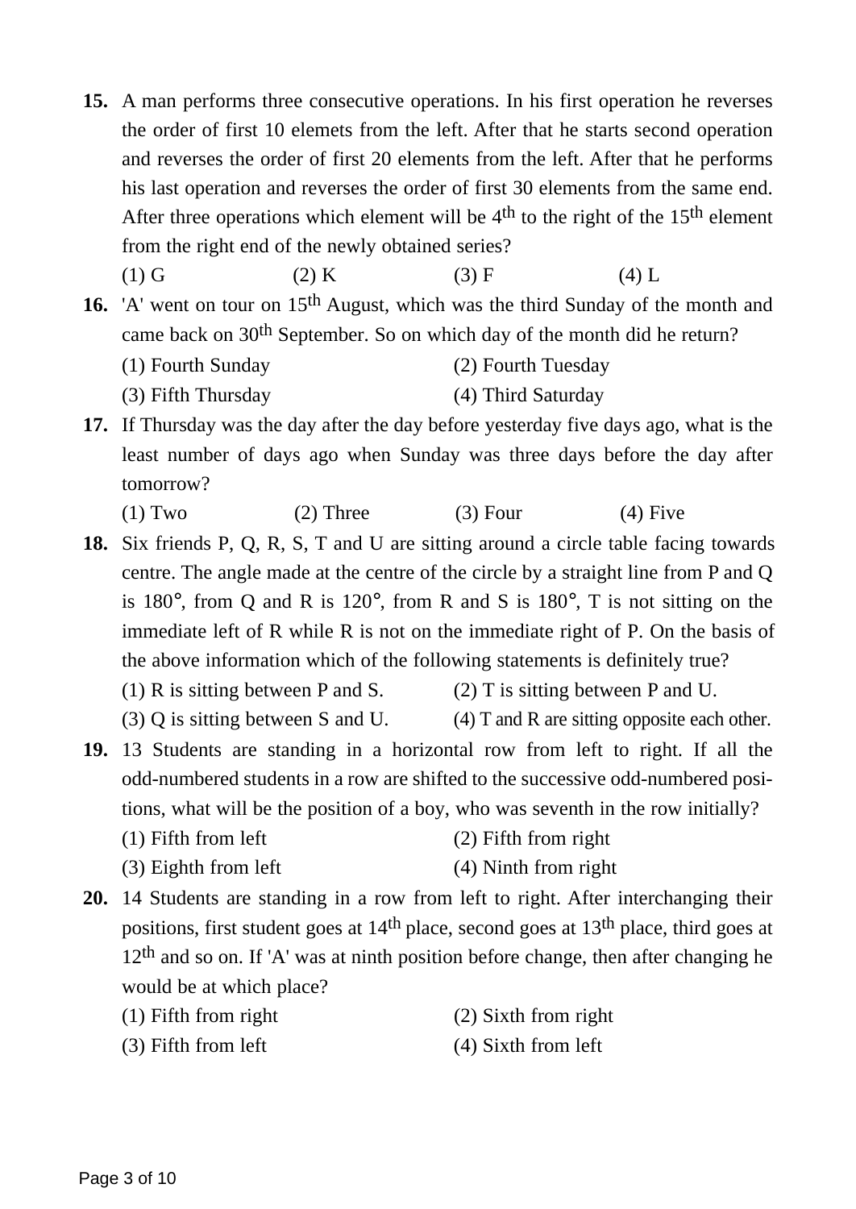**15.** A man performs three consecutive operations. In his first operation he reverses the order of first 10 elemets from the left. After that he starts second operation and reverses the order of first 20 elements from the left. After that he performs his last operation and reverses the order of first 30 elements from the same end. After three operations which element will be 4th to the right of the 15th element from the right end of the newly obtained series?

(1) G (2) K (3) F (4) L

**16.** 'A' went on tour on 15th August, which was the third Sunday of the month and came back on 30th September. So on which day of the month did he return?

(1) Fourth Sunday (2) Fourth Tuesday

(3) Fifth Thursday (4) Third Saturday

**17.** If Thursday was the day after the day before yesterday five days ago, what is the least number of days ago when Sunday was three days before the day after tomorrow?

(1) Two (2) Three (3) Four (4) Five

**18.** Six friends P, Q, R, S, T and U are sitting around a circle table facing towards centre. The angle made at the centre of the circle by a straight line from P and Q is 180°, from Q and R is 120°, from R and S is 180°, T is not sitting on the immediate left of R while R is not on the immediate right of P. On the basis of the above information which of the following statements is definitely true?

(1) R is sitting between P and S. (2) T is sitting between P and U.

(3) Q is sitting between S and U. (4) T and R are sitting opposite each other.

**19.** 13 Students are standing in a horizontal row from left to right. If all the odd-numbered students in a row are shifted to the successive odd-numbered positions, what will be the position of a boy, who was seventh in the row initially?

(1) Fifth from left (2) Fifth from right

(3) Eighth from left (4) Ninth from right

**20.** 14 Students are standing in a row from left to right. After interchanging their positions, first student goes at 14th place, second goes at 13th place, third goes at 12th and so on. If 'A' was at ninth position before change, then after changing he would be at which place?

(1) Fifth from right (2) Sixth from right

(3) Fifth from left (4) Sixth from left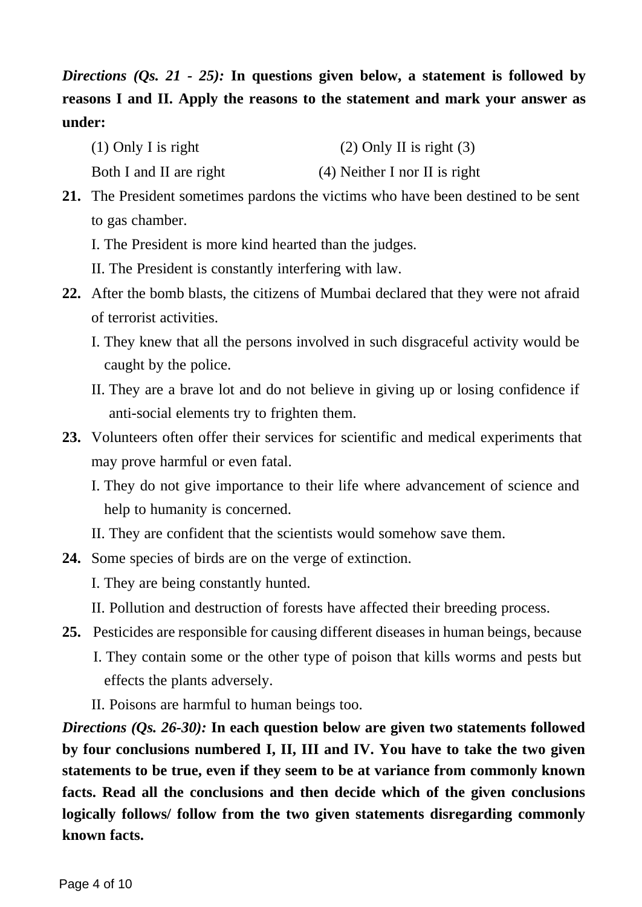***Directions (Qs. 21 - 25):*** **In questions given below, a statement is followed by reasons I and II. Apply the reasons to the statement and mark your answer as under:**

(1) Only I is right (2) Only II is right (3) Both I and II are right (4) Neither I nor II is right

**21.** The President sometimes pardons the victims who have been destined to be sent to gas chamber.

I. The President is more kind hearted than the judges.

II. The President is constantly interfering with law.

**22.** After the bomb blasts, the citizens of Mumbai declared that they were not afraid of terrorist activities.

I. They knew that all the persons involved in such disgraceful activity would be caught by the police.

II. They are a brave lot and do not believe in giving up or losing confidence if anti-social elements try to frighten them.

**23.** Volunteers often offer their services for scientific and medical experiments that may prove harmful or even fatal.

I. They do not give importance to their life where advancement of science and help to humanity is concerned.

II. They are confident that the scientists would somehow save them.

**24.** Some species of birds are on the verge of extinction.

I. They are being constantly hunted.

II. Pollution and destruction of forests have affected their breeding process.

**25.** Pesticides are responsible for causing different diseases in human beings, because

I. They contain some or the other type of poison that kills worms and pests but effects the plants adversely.

II. Poisons are harmful to human beings too.

***Directions (Qs. 26-30):*** **In each question below are given two statements followed by four conclusions numbered I, II, III and IV. You have to take the two given statements to be true, even if they seem to be at variance from commonly known facts. Read all the conclusions and then decide which of the given conclusions logically follows/ follow from the two given statements disregarding commonly known facts.**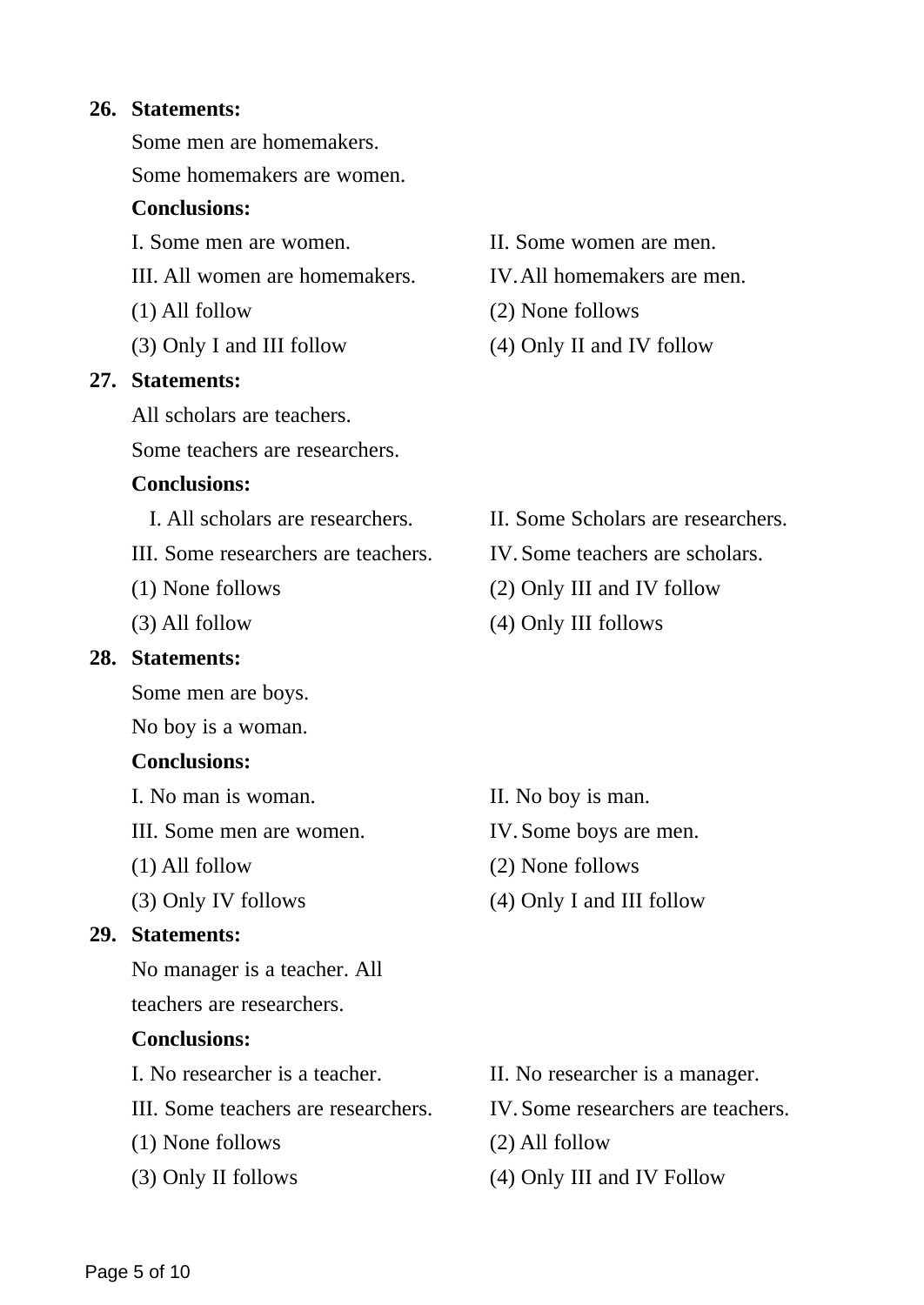**26. Statements:**

Some men are homemakers.

Some homemakers are women.

**Conclusions:**

I. Some men are women.

II. Some women are men.

III. All women are homemakers.

IV. All homemakers are men.

(1) All follow

(2) None follows

(3) Only I and III follow

(4) Only II and IV follow

**27. Statements:**

All scholars are teachers.

Some teachers are researchers.

**Conclusions:**

I. All scholars are researchers.

II. Some Scholars are researchers.

III. Some researchers are teachers.

IV. Some teachers are scholars.

(1) None follows

(2) Only III and IV follow

(3) All follow

(4) Only III follows

**28. Statements:**

Some men are boys.

No boy is a woman.

**Conclusions:**

I. No man is woman.

II. No boy is man.

III. Some men are women.

IV. Some boys are men.

(1) All follow

(2) None follows

(3) Only IV follows

(4) Only I and III follow

**29. Statements:**

No manager is a teacher. All teachers are researchers.

**Conclusions:**

I. No researcher is a teacher.

II. No researcher is a manager.

III. Some teachers are researchers.

IV. Some researchers are teachers.

(1) None follows

(2) All follow

(3) Only II follows

(4) Only III and IV Follow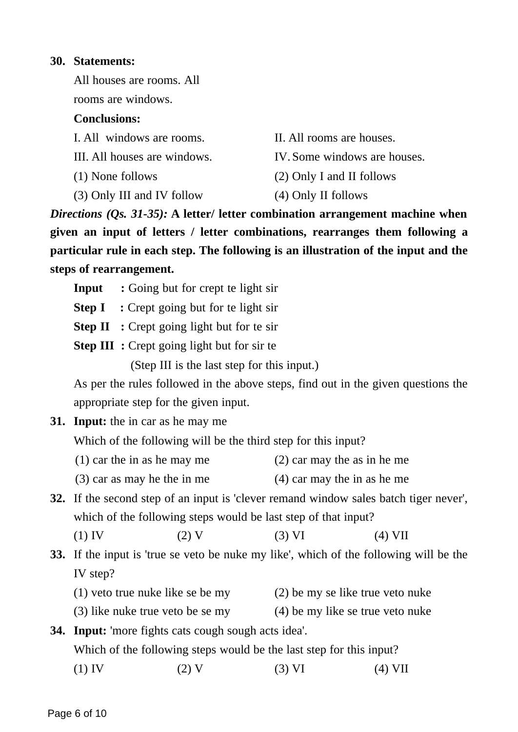**30. Statements:**

All houses are rooms. All rooms are windows.

**Conclusions:**

I. All windows are rooms.

II. All rooms are houses.

III. All houses are windows.

IV. Some windows are houses.

(1) None follows

(2) Only I and II follows

(3) Only III and IV follow

(4) Only II follows

***Directions (Qs. 31-35):*** **A letter/ letter combination arrangement machine when given an input of letters / letter combinations, rearranges them following a particular rule in each step. The following is an illustration of the input and the steps of rearrangement.**

**Input :** Going but for crept te light sir

**Step I :** Crept going but for te light sir

**Step II :** Crept going light but for te sir

**Step III :** Crept going light but for sir te

(Step III is the last step for this input.)

As per the rules followed in the above steps, find out in the given questions the appropriate step for the given input.

**31. Input:** the in car as he may me

Which of the following will be the third step for this input?

(1) car the in as he may me

(2) car may the as in he me

(3) car as may he the in me

(4) car may the in as he me

**32.** If the second step of an input is 'clever remand window sales batch tiger never', which of the following steps would be last step of that input?

(1) IV

(2) V

(3) VI

(4) VII

**33.** If the input is 'true se veto be nuke my like', which of the following will be the IV step?

(1) veto true nuke like se be my

(2) be my se like true veto nuke

(3) like nuke true veto be se my

(4) be my like se true veto nuke

**34. Input:** 'more fights cats cough sough acts idea'.

Which of the following steps would be the last step for this input?

(1) IV

(2) V

(3) VI

(4) VII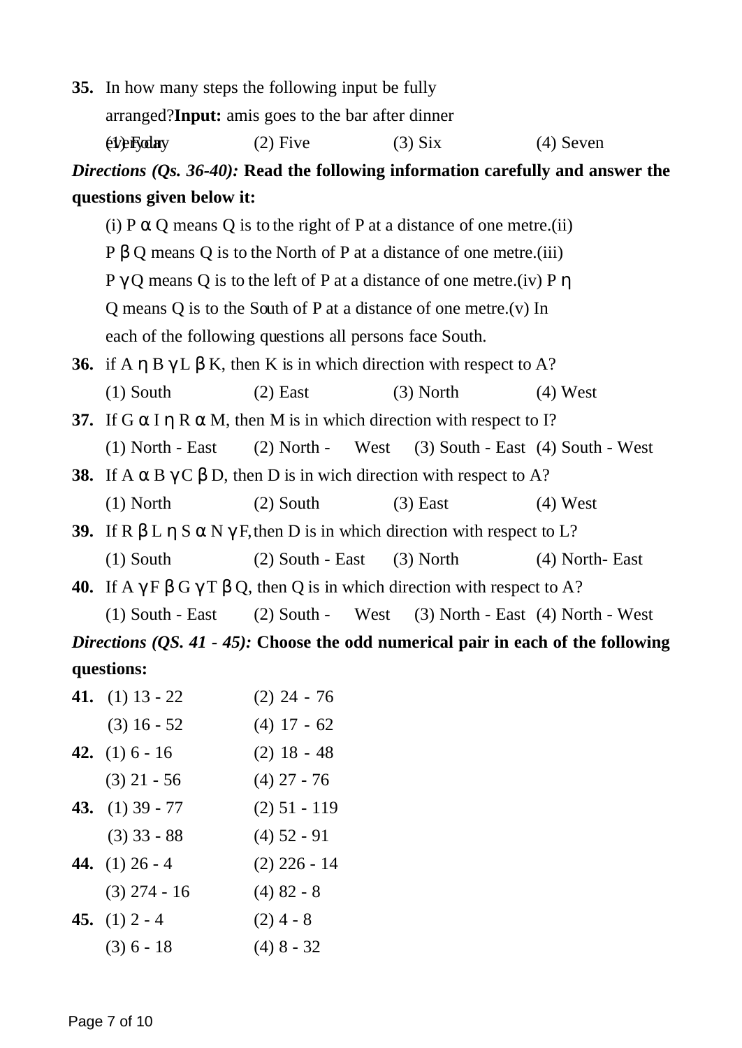**35.** In how many steps the following input be fully arranged?**Input:** amis goes to the bar after dinner everyday

(1) Four (2) Five (3) Six (4) Seven

***Directions (Qs. 36-40):*** **Read the following information carefully and answer the questions given below it:**

(i) P α Q means Q is to the right of P at a distance of one metre.(ii) P β Q means Q is to the North of P at a distance of one metre.(iii) P γ Q means Q is to the left of P at a distance of one metre.(iv) P η Q means Q is to the South of P at a distance of one metre.(v) In each of the following questions all persons face South.

**36.** if A η B γ L β K, then K is in which direction with respect to A?

(1) South (2) East (3) North (4) West

**37.** If G α I η R α M, then M is in which direction with respect to I?

(1) North - East (2) North - West (3) South - East (4) South - West

**38.** If A α B γ C β D, then D is in wich direction with respect to A?

(1) North (2) South (3) East (4) West

**39.** If R β L η S α N γ F, then D is in which direction with respect to L?

(1) South (2) South - East (3) North (4) North- East

**40.** If A γ F β G γ T β Q, then Q is in which direction with respect to A?

(1) South - East (2) South - West (3) North - East (4) North - West

***Directions (QS. 41 - 45):*** **Choose the odd numerical pair in each of the following questions:**

**41.** (1) 13 - 22 (2) 24 - 76
(3) 16 - 52 (4) 17 - 62

**42.** (1) 6 - 16 (2) 18 - 48
(3) 21 - 56 (4) 27 - 76

**43.** (1) 39 - 77 (2) 51 - 119
(3) 33 - 88 (4) 52 - 91

**44.** (1) 26 - 4 (2) 226 - 14
(3) 274 - 16 (4) 82 - 8

**45.** (1) 2 - 4 (2) 4 - 8
(3) 6 - 18 (4) 8 - 32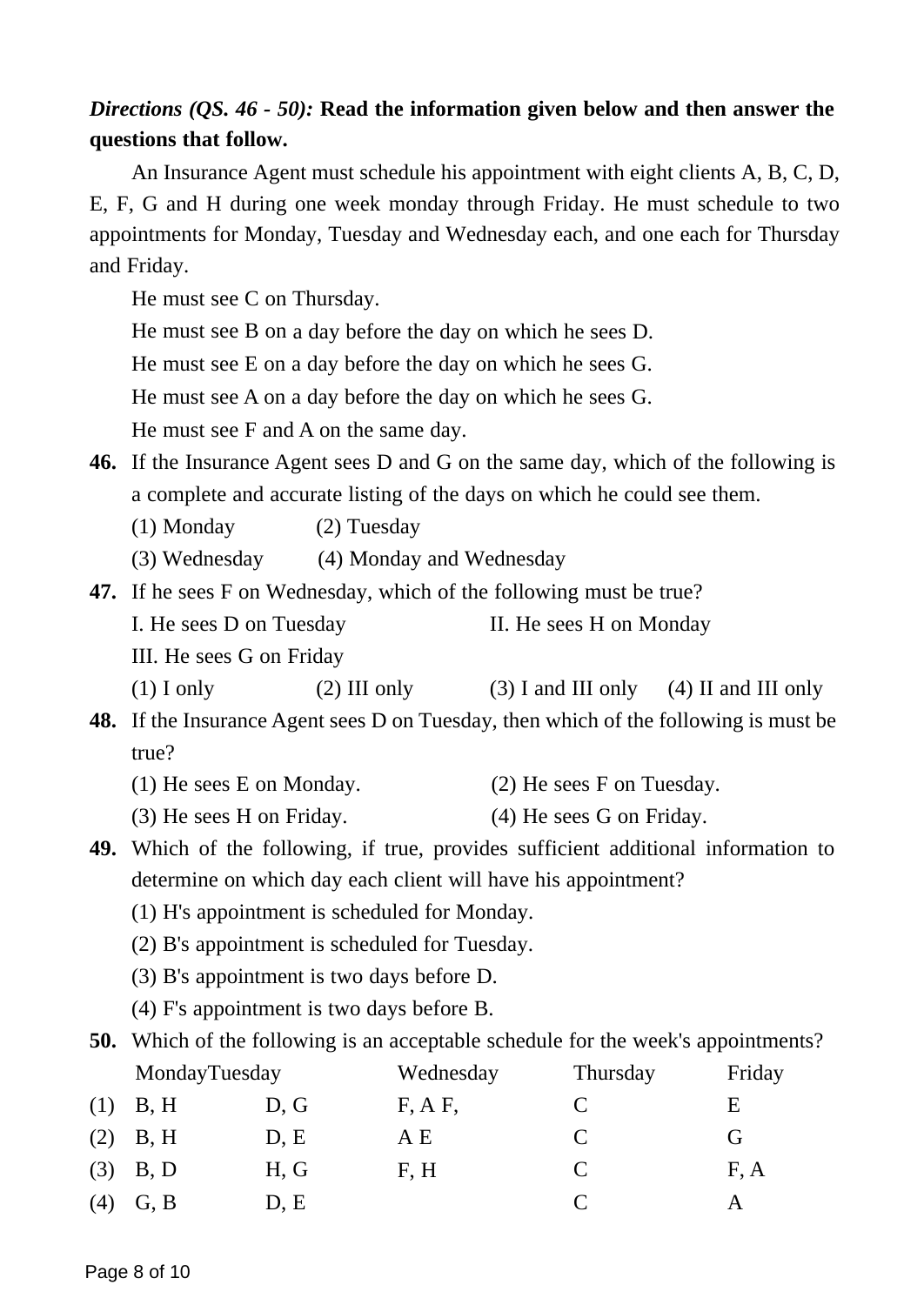***Directions (QS. 46 - 50):*** **Read the information given below and then answer the questions that follow.**

An Insurance Agent must schedule his appointment with eight clients A, B, C, D, E, F, G and H during one week monday through Friday. He must schedule to two appointments for Monday, Tuesday and Wednesday each, and one each for Thursday and Friday.

He must see C on Thursday.

He must see B on a day before the day on which he sees D.

He must see E on a day before the day on which he sees G.

He must see A on a day before the day on which he sees G.

He must see F and A on the same day.

**46.** If the Insurance Agent sees D and G on the same day, which of the following is a complete and accurate listing of the days on which he could see them.

(1) Monday (2) Tuesday

(3) Wednesday (4) Monday and Wednesday

**47.** If he sees F on Wednesday, which of the following must be true?

I. He sees D on Tuesday II. He sees H on Monday

III. He sees G on Friday

(1) I only (2) III only (3) I and III only (4) II and III only

**48.** If the Insurance Agent sees D on Tuesday, then which of the following is must be true?

(1) He sees E on Monday. (2) He sees F on Tuesday.

(3) He sees H on Friday. (4) He sees G on Friday.

**49.** Which of the following, if true, provides sufficient additional information to determine on which day each client will have his appointment?

(1) H's appointment is scheduled for Monday.

(2) B's appointment is scheduled for Tuesday.

(3) B's appointment is two days before D.

(4) F's appointment is two days before B.

**50.** Which of the following is an acceptable schedule for the week's appointments?

| | Monday | Tuesday | Wednesday | Thursday | Friday |
|---|---|---|---|---|---|
| (1) | B, H | D, G | F, A F, | C | E |
| (2) | B, H | D, E | A E | C | G |
| (3) | B, D | H, G | F, H | C | F, A |
| (4) | G, B | D, E | | C | A |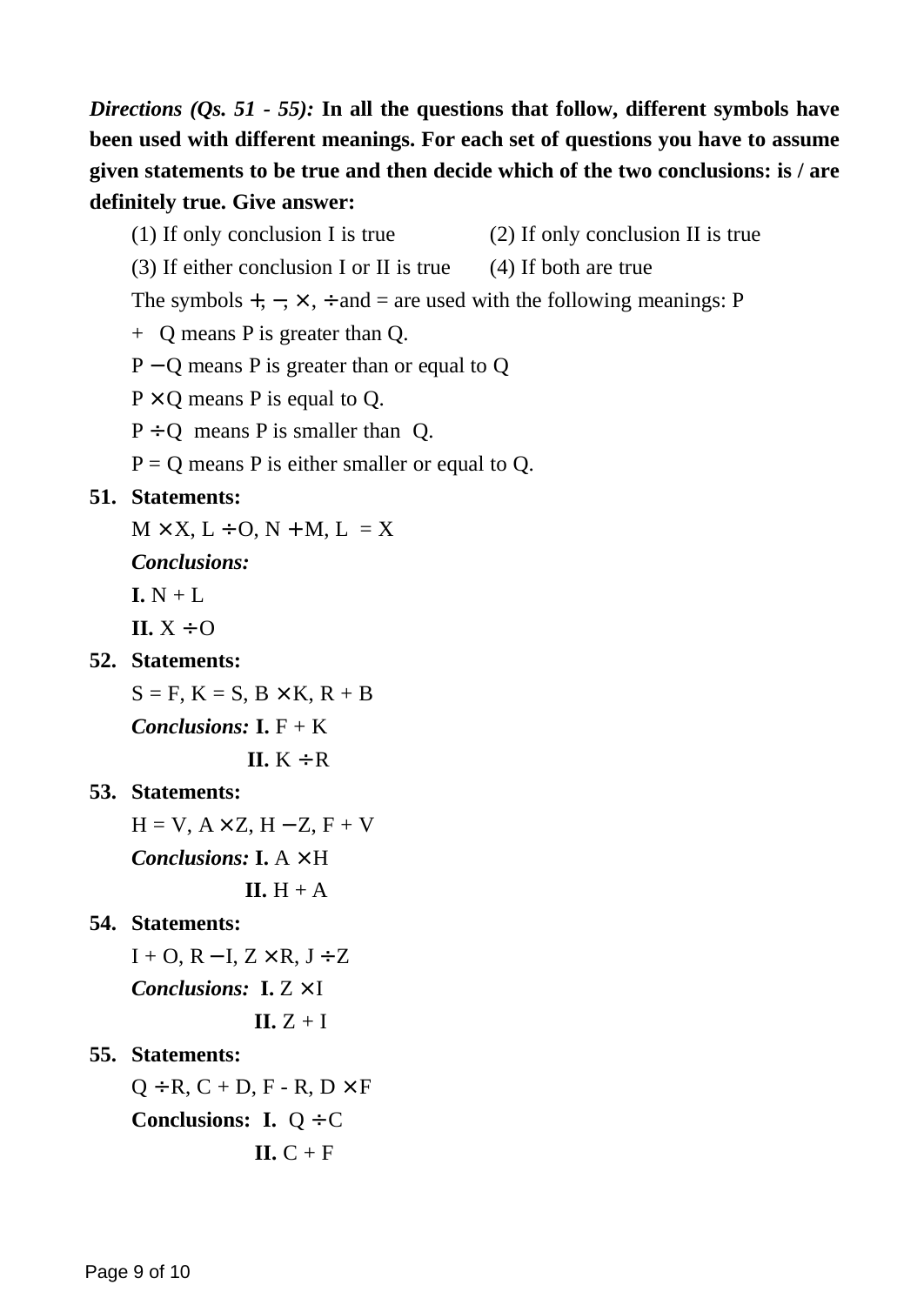***Directions (Qs. 51 - 55):*** **In all the questions that follow, different symbols have been used with different meanings. For each set of questions you have to assume given statements to be true and then decide which of the two conclusions: is / are definitely true. Give answer:**

(1) If only conclusion I is true (2) If only conclusion II is true

(3) If either conclusion I or II is true (4) If both are true

The symbols $+$, $-$, $\times$, $\div$ and = are used with the following meanings: P + Q means P is greater than Q.

P $-$ Q means P is greater than or equal to Q

P $\times$ Q means P is equal to Q.

P $\div$ Q means P is smaller than Q.

P = Q means P is either smaller or equal to Q.

**51. Statements:**

M $\times$ X, L $\div$ O, N $+$ M, L = X

***Conclusions:***

**I.** N + L

**II.** X $\div$ O

**52. Statements:**

S = F, K = S, B $\times$ K, R + B

***Conclusions:*** **I.** F + K

**II.** K $\div$ R

**53. Statements:**

H = V, A $\times$ Z, H $-$ Z, F + V

***Conclusions:*** **I.** A $\times$ H

**II.** H + A

**54. Statements:**

I + O, R $-$ I, Z $\times$ R, J $\div$ Z

***Conclusions:*** **I.** Z $\times$ I

**II.** Z + I

**55. Statements:**

Q $\div$ R, C + D, F - R, D $\times$ F

**Conclusions:** **I.** Q $\div$ C

**II.** C + F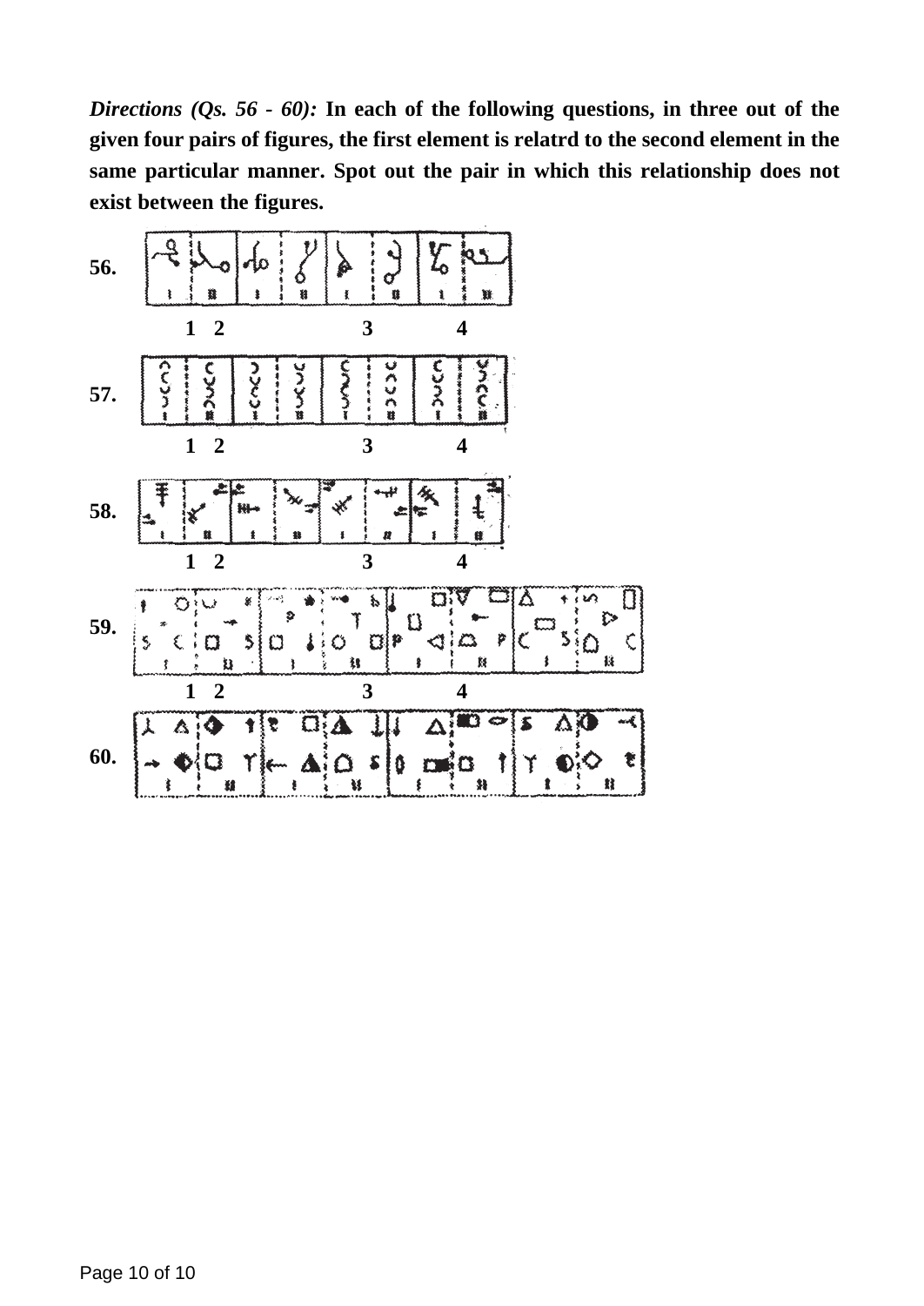*Directions (Qs. 56 - 60):* **In each of the following questions, in three out of the given four pairs of figures, the first element is relatrd to the second element in the same particular manner. Spot out the pair in which this relationship does not exist between the figures.**

**56.**

1 2 3 4

**57.**

1 2 3 4

**58.**

1 2 3 4

**59.**

1 2 3 4

**60.**